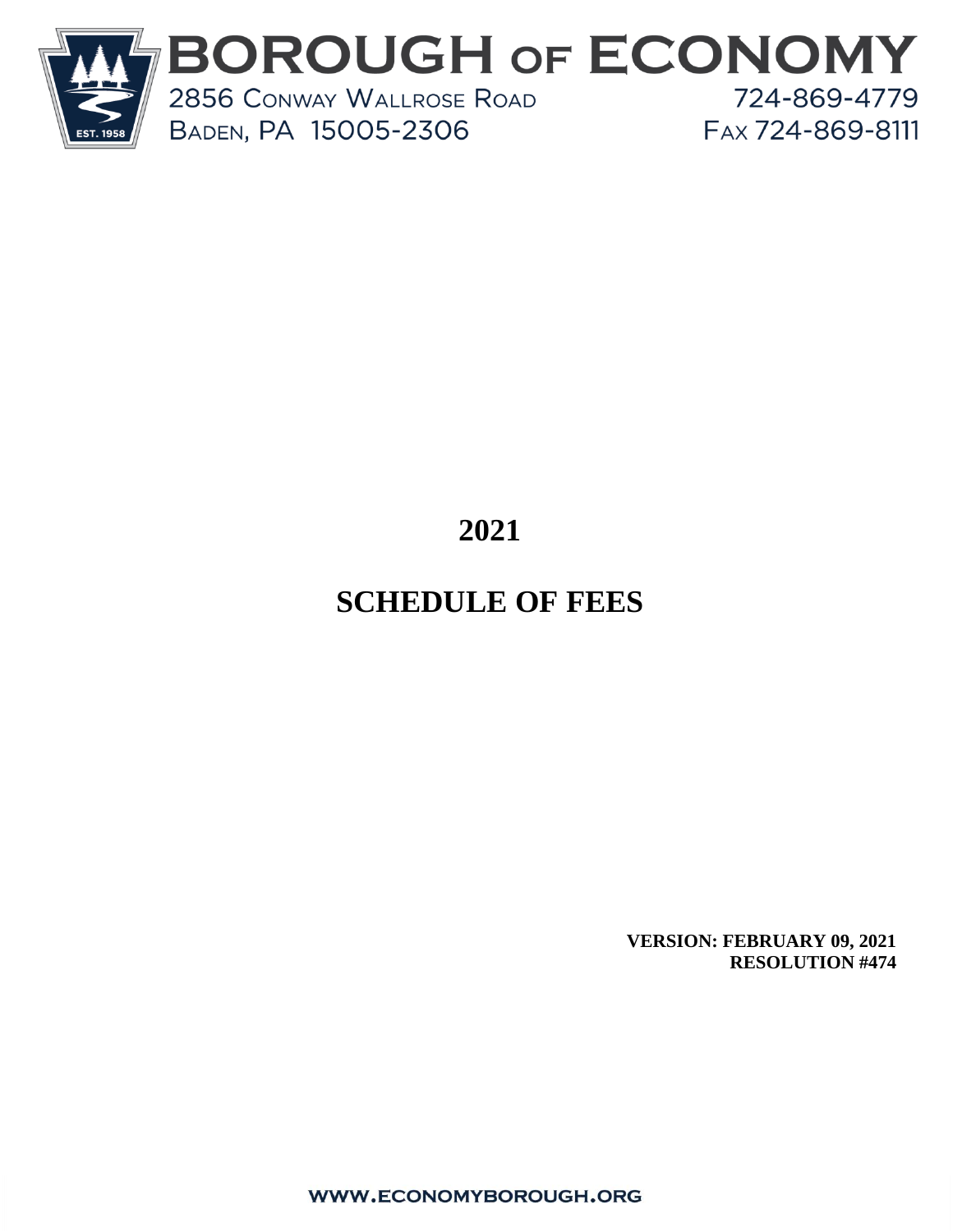# BOROUGH OF ECONOMY

2856 Conway Wallrose Road
Baden, PA 15005-2306

724-869-4779
Fax 724-869-8111

# 2021

# SCHEDULE OF FEES

**VERSION: FEBRUARY 09, 2021**
**RESOLUTION #474**

WWW.ECONOMYBOROUGH.ORG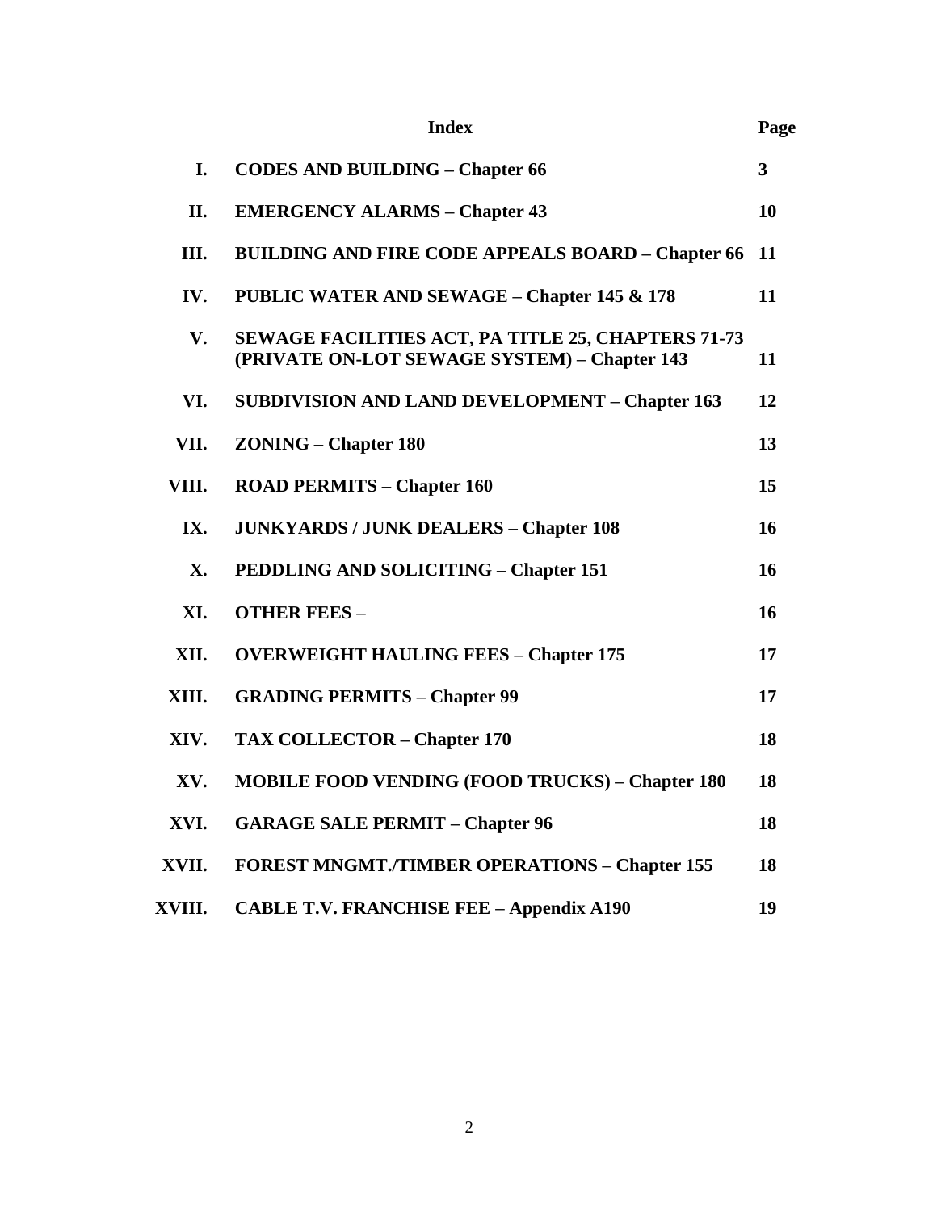| | Index | Page |
|---|---|---|
| I. | **CODES AND BUILDING – Chapter 66** | 3 |
| II. | **EMERGENCY ALARMS – Chapter 43** | 10 |
| III. | **BUILDING AND FIRE CODE APPEALS BOARD – Chapter 66** | 11 |
| IV. | **PUBLIC WATER AND SEWAGE – Chapter 145 & 178** | 11 |
| V. | **SEWAGE FACILITIES ACT, PA TITLE 25, CHAPTERS 71-73 (PRIVATE ON-LOT SEWAGE SYSTEM) – Chapter 143** | 11 |
| VI. | **SUBDIVISION AND LAND DEVELOPMENT – Chapter 163** | 12 |
| VII. | **ZONING – Chapter 180** | 13 |
| VIII. | **ROAD PERMITS – Chapter 160** | 15 |
| IX. | **JUNKYARDS / JUNK DEALERS – Chapter 108** | 16 |
| X. | **PEDDLING AND SOLICITING – Chapter 151** | 16 |
| XI. | **OTHER FEES –** | 16 |
| XII. | **OVERWEIGHT HAULING FEES – Chapter 175** | 17 |
| XIII. | **GRADING PERMITS – Chapter 99** | 17 |
| XIV. | **TAX COLLECTOR – Chapter 170** | 18 |
| XV. | **MOBILE FOOD VENDING (FOOD TRUCKS) – Chapter 180** | 18 |
| XVI. | **GARAGE SALE PERMIT – Chapter 96** | 18 |
| XVII. | **FOREST MNGMT./TIMBER OPERATIONS – Chapter 155** | 18 |
| XVIII. | **CABLE T.V. FRANCHISE FEE – Appendix A190** | 19 |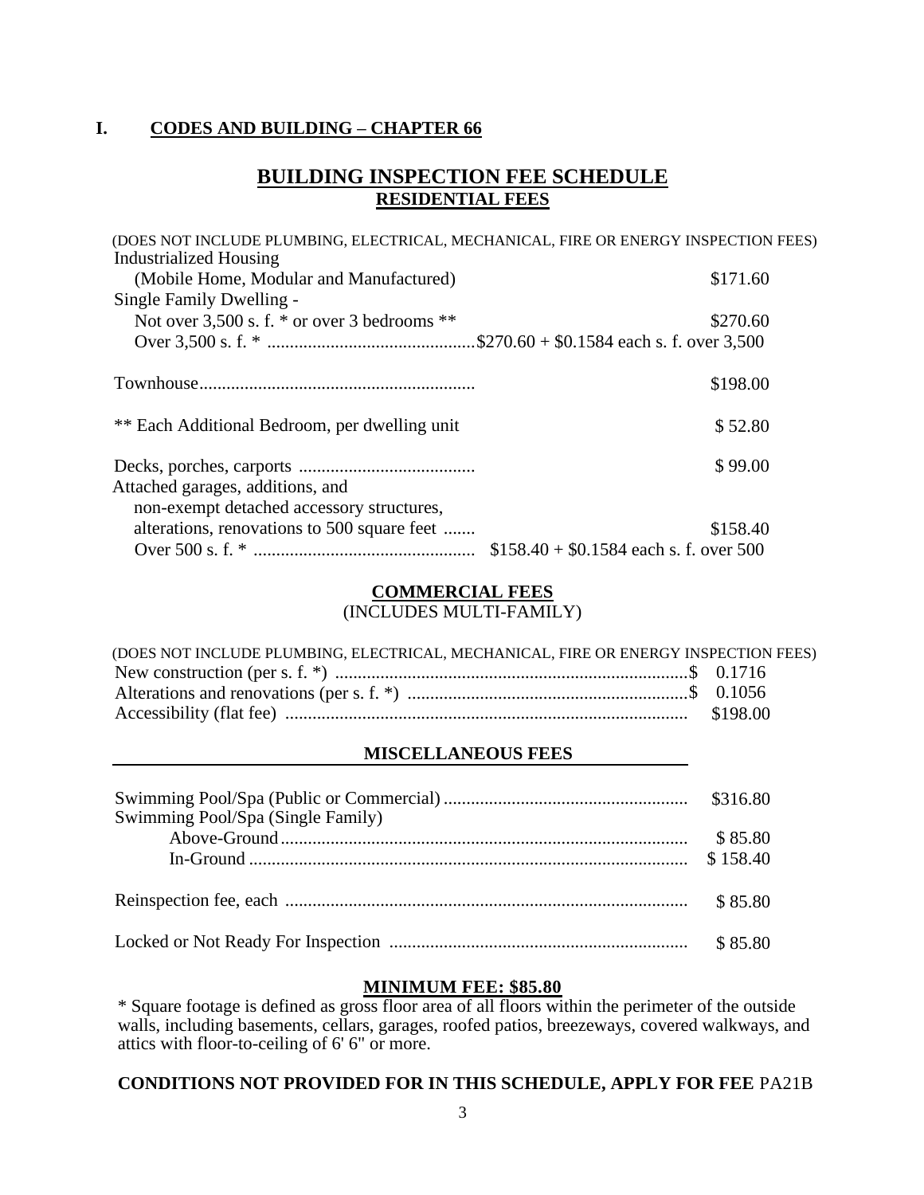## I. CODES AND BUILDING – CHAPTER 66

# BUILDING INSPECTION FEE SCHEDULE

## RESIDENTIAL FEES

(DOES NOT INCLUDE PLUMBING, ELECTRICAL, MECHANICAL, FIRE OR ENERGY INSPECTION FEES)

| | |
|---|---|
| Industrialized Housing (Mobile Home, Modular and Manufactured) | $171.60 |
| Single Family Dwelling - | |
| Not over 3,500 s. f. * or over 3 bedrooms ** | $270.60 |
| Over 3,500 s. f. * | $270.60 + $0.1584 each s. f. over 3,500 |
| Townhouse | $198.00 |
| ** Each Additional Bedroom, per dwelling unit | $ 52.80 |
| Decks, porches, carports | $ 99.00 |
| Attached garages, additions, and non-exempt detached accessory structures, alterations, renovations to 500 square feet | $158.40 |
| Over 500 s. f. * | $158.40 + $0.1584 each s. f. over 500 |

## COMMERCIAL FEES

(INCLUDES MULTI-FAMILY)

(DOES NOT INCLUDE PLUMBING, ELECTRICAL, MECHANICAL, FIRE OR ENERGY INSPECTION FEES)

| | |
|---|---|
| New construction (per s. f. *) | $ 0.1716 |
| Alterations and renovations (per s. f. *) | $ 0.1056 |
| Accessibility (flat fee) | $198.00 |

## MISCELLANEOUS FEES

| | |
|---|---|
| Swimming Pool/Spa (Public or Commercial) | $316.80 |
| Swimming Pool/Spa (Single Family) | |
| Above-Ground | $ 85.80 |
| In-Ground | $ 158.40 |
| Reinspection fee, each | $ 85.80 |
| Locked or Not Ready For Inspection | $ 85.80 |

**MINIMUM FEE: $85.80**

* Square footage is defined as gross floor area of all floors within the perimeter of the outside walls, including basements, cellars, garages, roofed patios, breezeways, covered walkways, and attics with floor-to-ceiling of 6' 6" or more.

**CONDITIONS NOT PROVIDED FOR IN THIS SCHEDULE, APPLY FOR FEE** PA21B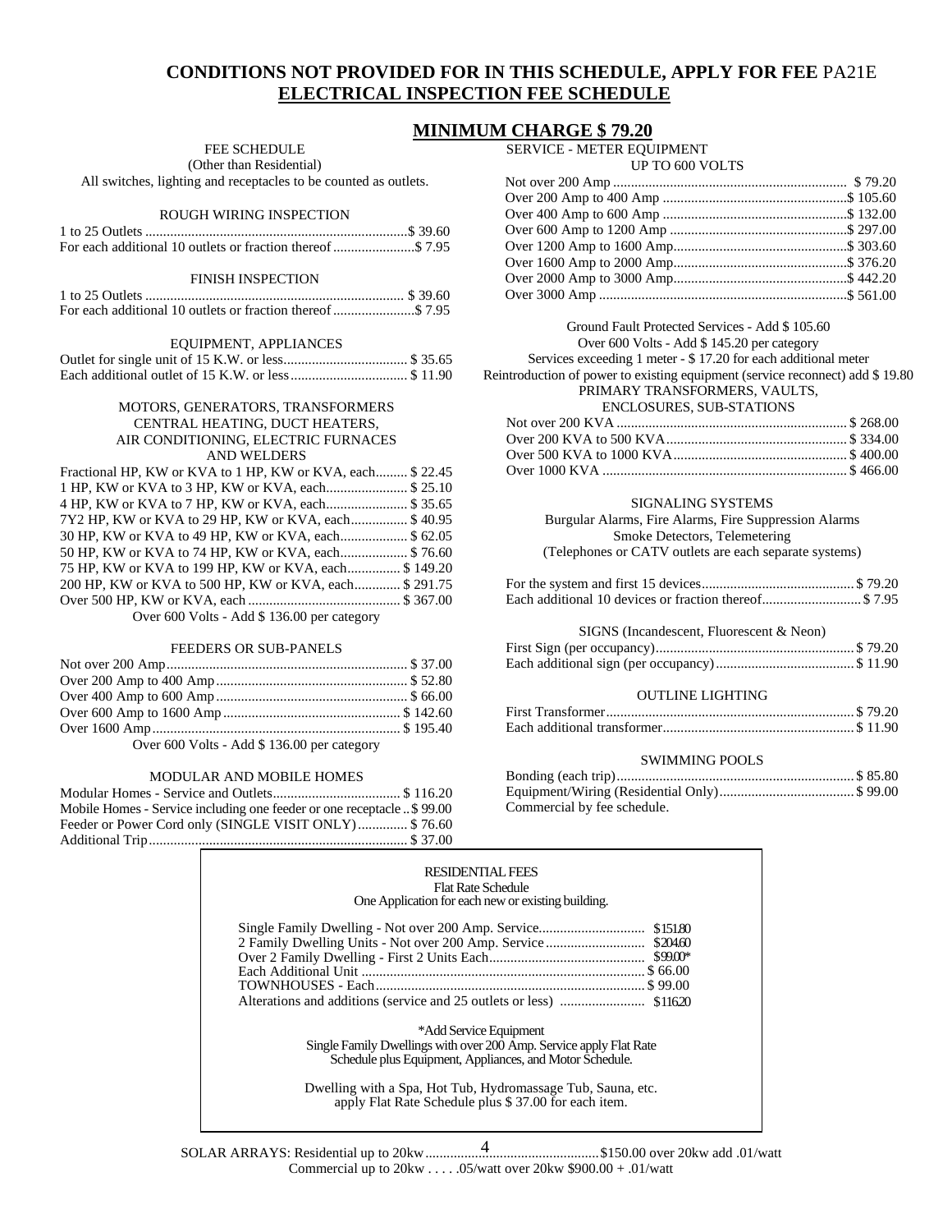# CONDITIONS NOT PROVIDED FOR IN THIS SCHEDULE, APPLY FOR FEE PA21E

## ELECTRICAL INSPECTION FEE SCHEDULE

## MINIMUM CHARGE $ 79.20

FEE SCHEDULE
(Other than Residential)
All switches, lighting and receptacles to be counted as outlets.

### ROUGH WIRING INSPECTION

| Item | Fee |
|---|---|
| 1 to 25 Outlets | $ 39.60 |
| For each additional 10 outlets or fraction thereof | $ 7.95 |

### FINISH INSPECTION

| Item | Fee |
|---|---|
| 1 to 25 Outlets | $ 39.60 |
| For each additional 10 outlets or fraction thereof | $ 7.95 |

### EQUIPMENT, APPLIANCES

| Item | Fee |
|---|---|
| Outlet for single unit of 15 K.W. or less | $ 35.65 |
| Each additional outlet of 15 K.W. or less | $ 11.90 |

### MOTORS, GENERATORS, TRANSFORMERS CENTRAL HEATING, DUCT HEATERS, AIR CONDITIONING, ELECTRIC FURNACES AND WELDERS

| Item | Fee |
|---|---|
| Fractional HP, KW or KVA to 1 HP, KW or KVA, each | $ 22.45 |
| 1 HP, KW or KVA to 3 HP, KW or KVA, each | $ 25.10 |
| 4 HP, KW or KVA to 7 HP, KW or KVA, each | $ 35.65 |
| 7Y2 HP, KW or KVA to 29 HP, KW or KVA, each | $ 40.95 |
| 30 HP, KW or KVA to 49 HP, KW or KVA, each | $ 62.05 |
| 50 HP, KW or KVA to 74 HP, KW or KVA, each | $ 76.60 |
| 75 HP, KW or KVA to 199 HP, KW or KVA, each | $ 149.20 |
| 200 HP, KW or KVA to 500 HP, KW or KVA, each | $ 291.75 |
| Over 500 HP, KW or KVA, each | $ 367.00 |

Over 600 Volts - Add $ 136.00 per category

### FEEDERS OR SUB-PANELS

| Item | Fee |
|---|---|
| Not over 200 Amp | $ 37.00 |
| Over 200 Amp to 400 Amp | $ 52.80 |
| Over 400 Amp to 600 Amp | $ 66.00 |
| Over 600 Amp to 1600 Amp | $ 142.60 |
| Over 1600 Amp | $ 195.40 |

Over 600 Volts - Add $ 136.00 per category

### MODULAR AND MOBILE HOMES

| Item | Fee |
|---|---|
| Modular Homes - Service and Outlets | $ 116.20 |
| Mobile Homes - Service including one feeder or one receptacle | $ 99.00 |
| Feeder or Power Cord only (SINGLE VISIT ONLY) | $ 76.60 |
| Additional Trip | $ 37.00 |

### SERVICE - METER EQUIPMENT
UP TO 600 VOLTS

| Item | Fee |
|---|---|
| Not over 200 Amp | $ 79.20 |
| Over 200 Amp to 400 Amp | $ 105.60 |
| Over 400 Amp to 600 Amp | $ 132.00 |
| Over 600 Amp to 1200 Amp | $ 297.00 |
| Over 1200 Amp to 1600 Amp | $ 303.60 |
| Over 1600 Amp to 2000 Amp | $ 376.20 |
| Over 2000 Amp to 3000 Amp | $ 442.20 |
| Over 3000 Amp | $ 561.00 |

Ground Fault Protected Services - Add $ 105.60
Over 600 Volts - Add $ 145.20 per category
Services exceeding 1 meter - $ 17.20 for each additional meter
Reintroduction of power to existing equipment (service reconnect) add $ 19.80

### PRIMARY TRANSFORMERS, VAULTS, ENCLOSURES, SUB-STATIONS

| Item | Fee |
|---|---|
| Not over 200 KVA | $ 268.00 |
| Over 200 KVA to 500 KVA | $ 334.00 |
| Over 500 KVA to 1000 KVA | $ 400.00 |
| Over 1000 KVA | $ 466.00 |

### SIGNALING SYSTEMS

Burgular Alarms, Fire Alarms, Fire Suppression Alarms
Smoke Detectors, Telemetering
(Telephones or CATV outlets are each separate systems)

| Item | Fee |
|---|---|
| For the system and first 15 devices | $ 79.20 |
| Each additional 10 devices or fraction thereof | $ 7.95 |

### SIGNS (Incandescent, Fluorescent & Neon)

| Item | Fee |
|---|---|
| First Sign (per occupancy) | $ 79.20 |
| Each additional sign (per occupancy) | $ 11.90 |

### OUTLINE LIGHTING

| Item | Fee |
|---|---|
| First Transformer | $ 79.20 |
| Each additional transformer | $ 11.90 |

### SWIMMING POOLS

| Item | Fee |
|---|---|
| Bonding (each trip) | $ 85.80 |
| Equipment/Wiring (Residential Only) | $ 99.00 |

Commercial by fee schedule.

### RESIDENTIAL FEES

Flat Rate Schedule
One Application for each new or existing building.

| Item | Fee |
|---|---|
| Single Family Dwelling - Not over 200 Amp. Service | $151.80 |
| 2 Family Dwelling Units - Not over 200 Amp. Service | $204.60 |
| Over 2 Family Dwelling - First 2 Units Each | $99.00* |
| Each Additional Unit | $ 66.00 |
| TOWNHOUSES - Each | $ 99.00 |
| Alterations and additions (service and 25 outlets or less) | $116.20 |

*Add Service Equipment
Single Family Dwellings with over 200 Amp. Service apply Flat Rate Schedule plus Equipment, Appliances, and Motor Schedule.

Dwelling with a Spa, Hot Tub, Hydromassage Tub, Sauna, etc. apply Flat Rate Schedule plus $ 37.00 for each item.

SOLAR ARRAYS: Residential up to 20kw ........ $150.00 over 20kw add .01/watt
Commercial up to 20kw . . . . .05/watt over 20kw $900.00 + .01/watt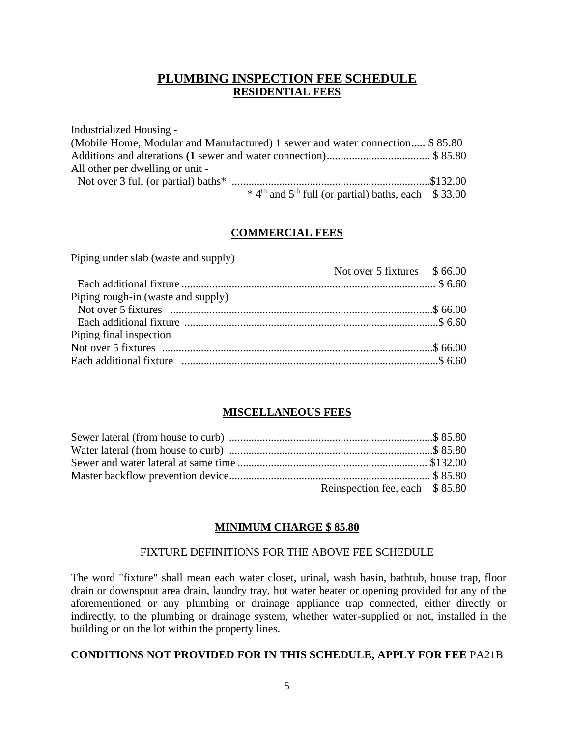# PLUMBING INSPECTION FEE SCHEDULE

## RESIDENTIAL FEES

Industrialized Housing -
(Mobile Home, Modular and Manufactured) 1 sewer and water connection..... $ 85.80
Additions and alterations **(1** sewer and water connection)..................................... $ 85.80
All other per dwelling or unit -
Not over 3 full (or partial) baths* ........................................................................$132.00
* 4th and 5th full (or partial) baths, each $ 33.00

## COMMERCIAL FEES

Piping under slab (waste and supply)
Not over 5 fixtures $ 66.00
Each additional fixture .......................................................................................... $ 6.60
Piping rough-in (waste and supply)
Not over 5 fixtures .............................................................................................$ 66.00
Each additional fixture .........................................................................................$ 6.60
Piping final inspection
Not over 5 fixtures .................................................................................................$ 66.00
Each additional fixture ...........................................................................................$ 6.60

## MISCELLANEOUS FEES

Sewer lateral (from house to curb) .........................................................................$ 85.80
Water lateral (from house to curb) .........................................................................$ 85.80
Sewer and water lateral at same time .................................................................... $132.00
Master backflow prevention device....................................................................... $ 85.80
Reinspection fee, each $ 85.80

## MINIMUM CHARGE $ 85.80

FIXTURE DEFINITIONS FOR THE ABOVE FEE SCHEDULE

The word "fixture" shall mean each water closet, urinal, wash basin, bathtub, house trap, floor drain or downspout area drain, laundry tray, hot water heater or opening provided for any of the aforementioned or any plumbing or drainage appliance trap connected, either directly or indirectly, to the plumbing or drainage system, whether water-supplied or not, installed in the building or on the lot within the property lines.

**CONDITIONS NOT PROVIDED FOR IN THIS SCHEDULE, APPLY FOR FEE** PA21B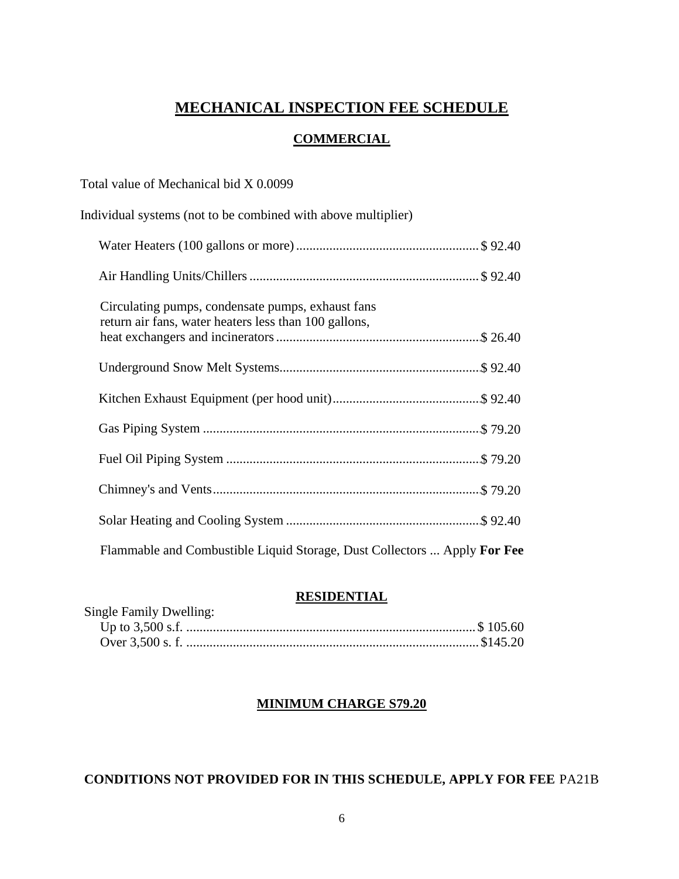# MECHANICAL INSPECTION FEE SCHEDULE

## COMMERCIAL

Total value of Mechanical bid X 0.0099

Individual systems (not to be combined with above multiplier)

| Item | Fee |
|---|---|
| Water Heaters (100 gallons or more) | $ 92.40 |
| Air Handling Units/Chillers | $ 92.40 |
| Circulating pumps, condensate pumps, exhaust fans return air fans, water heaters less than 100 gallons, heat exchangers and incinerators | $ 26.40 |
| Underground Snow Melt Systems | $ 92.40 |
| Kitchen Exhaust Equipment (per hood unit) | $ 92.40 |
| Gas Piping System | $ 79.20 |
| Fuel Oil Piping System | $ 79.20 |
| Chimney's and Vents | $ 79.20 |
| Solar Heating and Cooling System | $ 92.40 |
| Flammable and Combustible Liquid Storage, Dust Collectors | Apply **For Fee** |

## RESIDENTIAL

Single Family Dwelling:

| Item | Fee |
|---|---|
| Up to 3,500 s.f. | $ 105.60 |
| Over 3,500 s. f. | $145.20 |

**MINIMUM CHARGE S79.20**

**CONDITIONS NOT PROVIDED FOR IN THIS SCHEDULE, APPLY FOR FEE** PA21B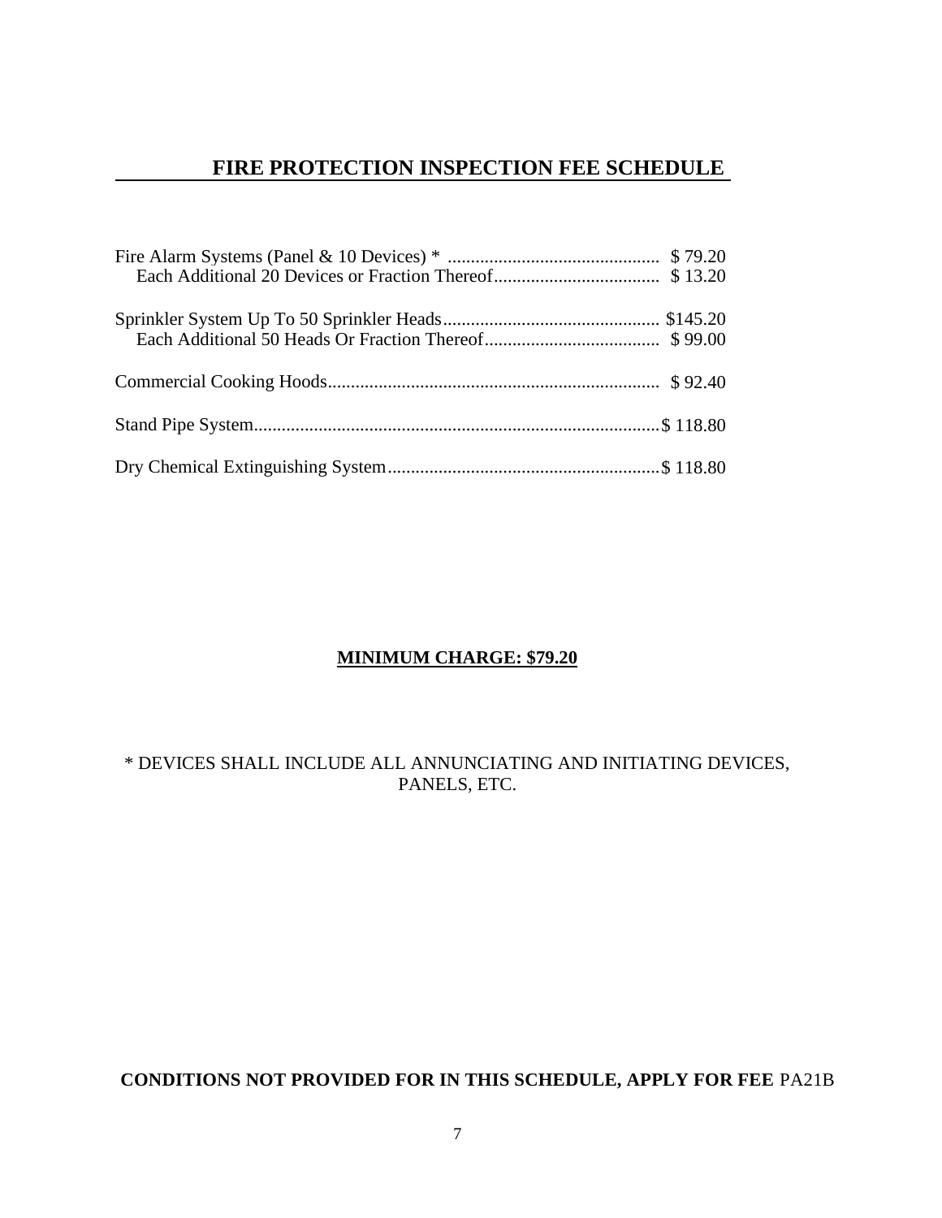# FIRE PROTECTION INSPECTION FEE SCHEDULE

| Item | Fee |
|---|---|
| Fire Alarm Systems (Panel & 10 Devices) * | $ 79.20 |
| Each Additional 20 Devices or Fraction Thereof | $ 13.20 |
| Sprinkler System Up To 50 Sprinkler Heads | $145.20 |
| Each Additional 50 Heads Or Fraction Thereof | $ 99.00 |
| Commercial Cooking Hoods | $ 92.40 |
| Stand Pipe System | $ 118.80 |
| Dry Chemical Extinguishing System | $ 118.80 |

**MINIMUM CHARGE: $79.20**

* DEVICES SHALL INCLUDE ALL ANNUNCIATING AND INITIATING DEVICES, PANELS, ETC.

**CONDITIONS NOT PROVIDED FOR IN THIS SCHEDULE, APPLY FOR FEE** PA21B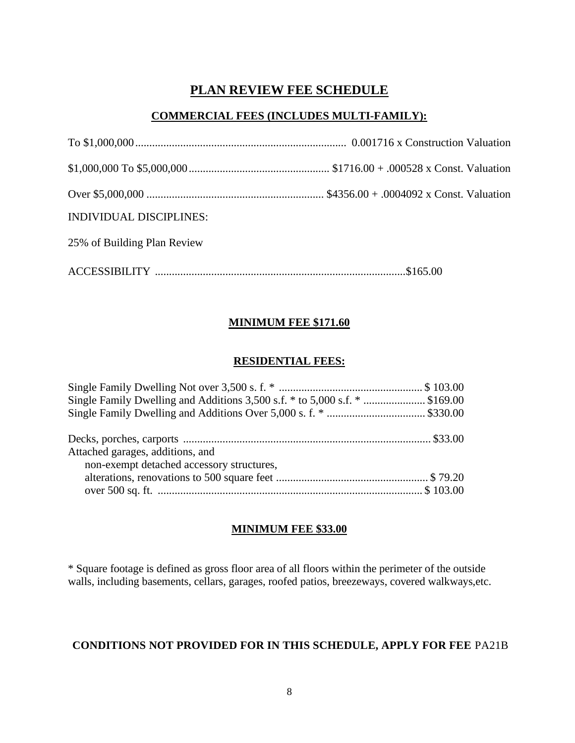# PLAN REVIEW FEE SCHEDULE

## COMMERCIAL FEES (INCLUDES MULTI-FAMILY):

To $1,000,000 .......................................... 0.001716 x Construction Valuation

$1,000,000 To $5,000,000 .......................................... $1716.00 + .000528 x Const. Valuation

Over $5,000,000 .......................................... $4356.00 + .0004092 x Const. Valuation

INDIVIDUAL DISCIPLINES:

25% of Building Plan Review

ACCESSIBILITY .......................................... $165.00

**MINIMUM FEE $171.60**

## RESIDENTIAL FEES:

Single Family Dwelling Not over 3,500 s. f. * .......................................... $ 103.00
Single Family Dwelling and Additions 3,500 s.f. * to 5,000 s.f. * .......................................... $169.00
Single Family Dwelling and Additions Over 5,000 s. f. * .......................................... $330.00

Decks, porches, carports .......................................... $33.00
Attached garages, additions, and
non-exempt detached accessory structures,
alterations, renovations to 500 square feet .......................................... $ 79.20
over 500 sq. ft. .......................................... $ 103.00

**MINIMUM FEE $33.00**

* Square footage is defined as gross floor area of all floors within the perimeter of the outside walls, including basements, cellars, garages, roofed patios, breezeways, covered walkways,etc.

**CONDITIONS NOT PROVIDED FOR IN THIS SCHEDULE, APPLY FOR FEE** PA21B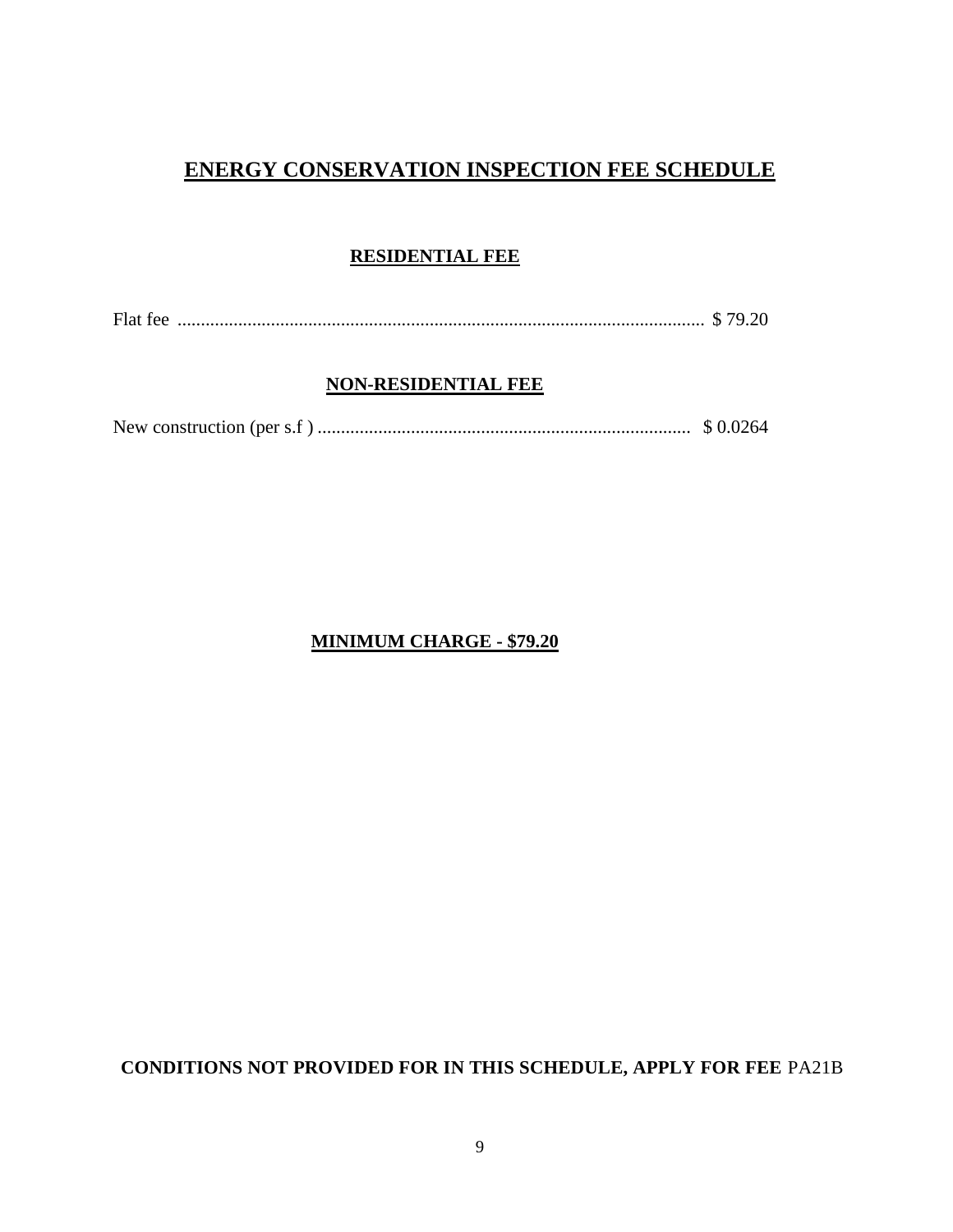# ENERGY CONSERVATION INSPECTION FEE SCHEDULE

## RESIDENTIAL FEE

Flat fee ................................................................................................................ $ 79.20

## NON-RESIDENTIAL FEE

New construction (per s.f ) ................................................................................ $ 0.0264

**MINIMUM CHARGE - $79.20**

**CONDITIONS NOT PROVIDED FOR IN THIS SCHEDULE, APPLY FOR FEE** PA21B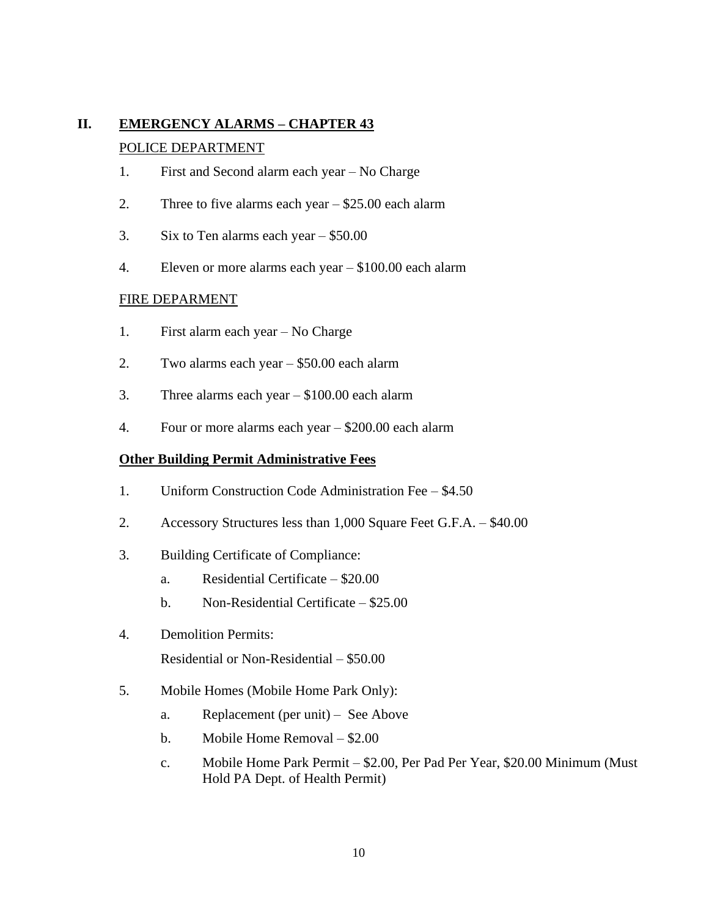## II. EMERGENCY ALARMS – CHAPTER 43

POLICE DEPARTMENT

1. First and Second alarm each year – No Charge
2. Three to five alarms each year – $25.00 each alarm
3. Six to Ten alarms each year – $50.00
4. Eleven or more alarms each year – $100.00 each alarm

FIRE DEPARMENT

1. First alarm each year – No Charge
2. Two alarms each year – $50.00 each alarm
3. Three alarms each year – $100.00 each alarm
4. Four or more alarms each year – $200.00 each alarm

**Other Building Permit Administrative Fees**

1. Uniform Construction Code Administration Fee – $4.50
2. Accessory Structures less than 1,000 Square Feet G.F.A. – $40.00
3. Building Certificate of Compliance:
   a. Residential Certificate – $20.00
   b. Non-Residential Certificate – $25.00
4. Demolition Permits:

   Residential or Non-Residential – $50.00
5. Mobile Homes (Mobile Home Park Only):
   a. Replacement (per unit) – See Above
   b. Mobile Home Removal – $2.00
   c. Mobile Home Park Permit – $2.00, Per Pad Per Year, $20.00 Minimum (Must Hold PA Dept. of Health Permit)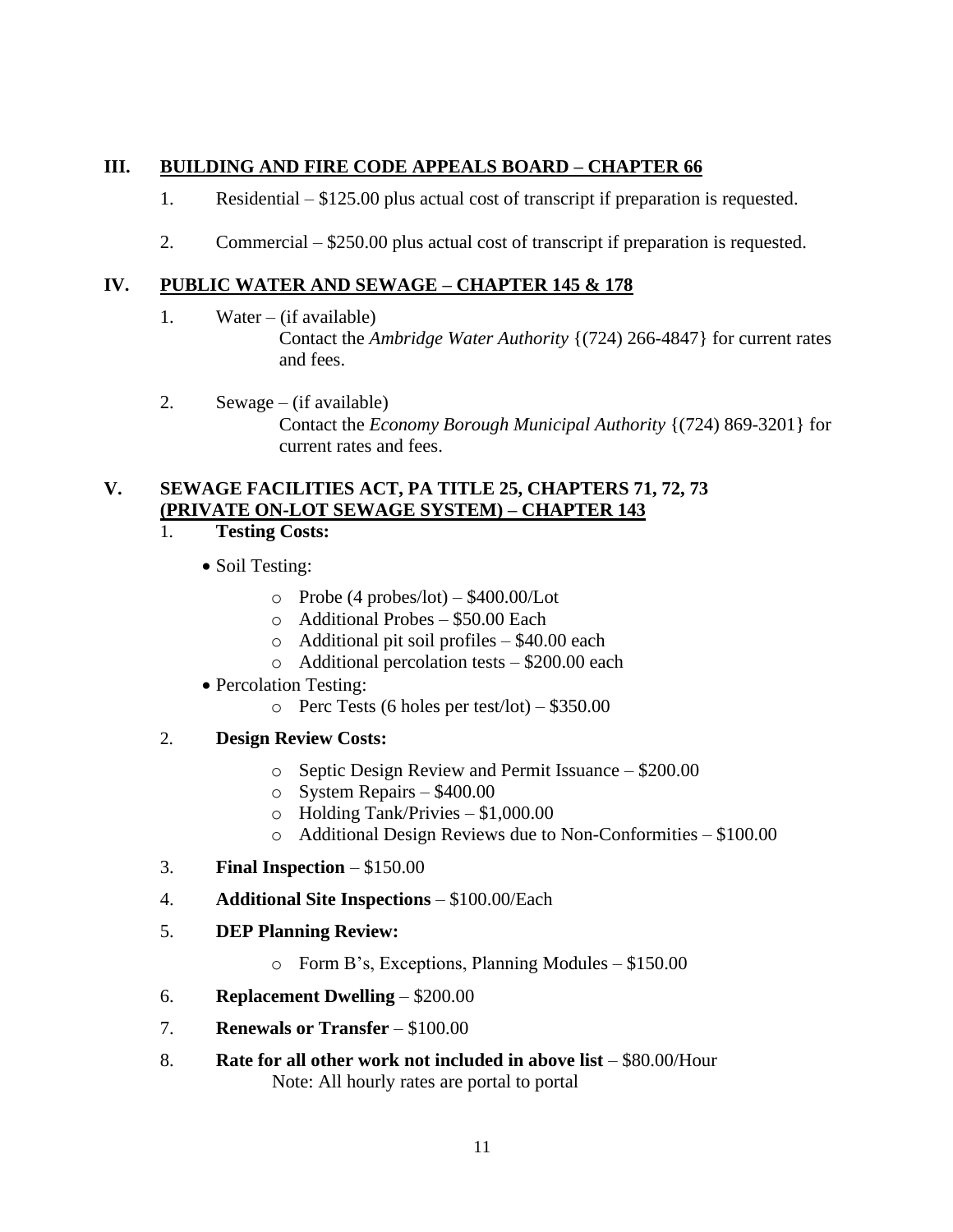## III. BUILDING AND FIRE CODE APPEALS BOARD – CHAPTER 66

1. Residential – $125.00 plus actual cost of transcript if preparation is requested.
2. Commercial – $250.00 plus actual cost of transcript if preparation is requested.

## IV. PUBLIC WATER AND SEWAGE – CHAPTER 145 & 178

1. Water – (if available)
   Contact the *Ambridge Water Authority* {(724) 266-4847} for current rates and fees.
2. Sewage – (if available)
   Contact the *Economy Borough Municipal Authority* {(724) 869-3201} for current rates and fees.

## V. SEWAGE FACILITIES ACT, PA TITLE 25, CHAPTERS 71, 72, 73 (PRIVATE ON-LOT SEWAGE SYSTEM) – CHAPTER 143

1. **Testing Costs:**
   - Soil Testing:
     - Probe (4 probes/lot) – $400.00/Lot
     - Additional Probes – $50.00 Each
     - Additional pit soil profiles – $40.00 each
     - Additional percolation tests – $200.00 each
   - Percolation Testing:
     - Perc Tests (6 holes per test/lot) – $350.00
2. **Design Review Costs:**
   - Septic Design Review and Permit Issuance – $200.00
   - System Repairs – $400.00
   - Holding Tank/Privies – $1,000.00
   - Additional Design Reviews due to Non-Conformities – $100.00
3. **Final Inspection** – $150.00
4. **Additional Site Inspections** – $100.00/Each
5. **DEP Planning Review:**
   - Form B's, Exceptions, Planning Modules – $150.00
6. **Replacement Dwelling** – $200.00
7. **Renewals or Transfer** – $100.00
8. **Rate for all other work not included in above list** – $80.00/Hour
   Note: All hourly rates are portal to portal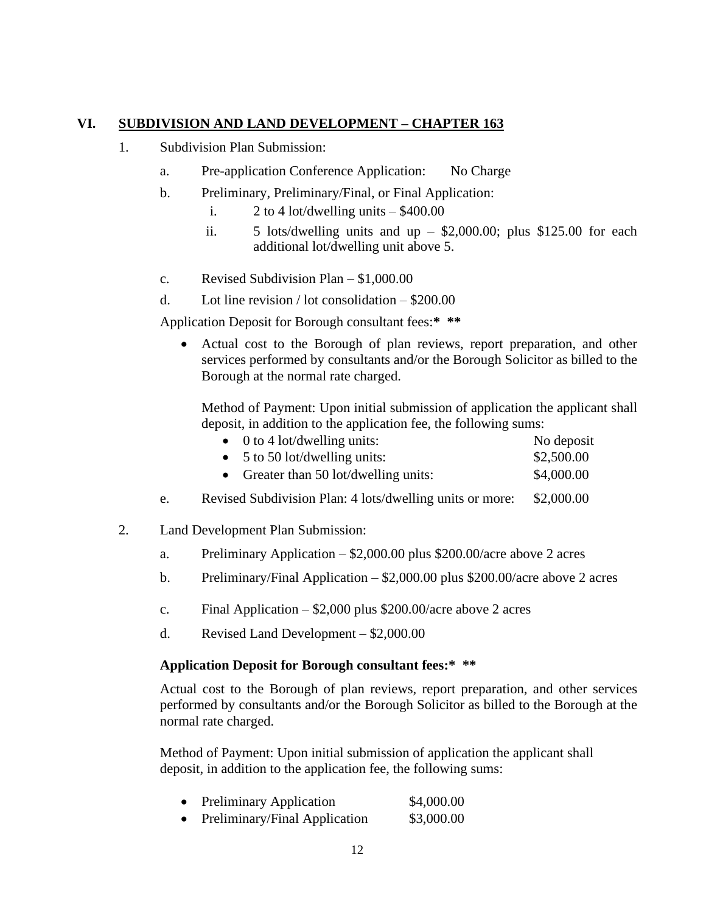## VI. SUBDIVISION AND LAND DEVELOPMENT – CHAPTER 163

1. Subdivision Plan Submission:

   a. Pre-application Conference Application: No Charge

   b. Preliminary, Preliminary/Final, or Final Application:

      i. 2 to 4 lot/dwelling units – $400.00

      ii. 5 lots/dwelling units and up – $2,000.00; plus $125.00 for each additional lot/dwelling unit above 5.

   c. Revised Subdivision Plan – $1,000.00

   d. Lot line revision / lot consolidation – $200.00

   Application Deposit for Borough consultant fees:**\* \*\***

   - Actual cost to the Borough of plan reviews, report preparation, and other services performed by consultants and/or the Borough Solicitor as billed to the Borough at the normal rate charged.

     Method of Payment: Upon initial submission of application the applicant shall deposit, in addition to the application fee, the following sums:

     - 0 to 4 lot/dwelling units: No deposit
     - 5 to 50 lot/dwelling units: $2,500.00
     - Greater than 50 lot/dwelling units: $4,000.00

   e. Revised Subdivision Plan: 4 lots/dwelling units or more: $2,000.00

2. Land Development Plan Submission:

   a. Preliminary Application – $2,000.00 plus $200.00/acre above 2 acres

   b. Preliminary/Final Application – $2,000.00 plus $200.00/acre above 2 acres

   c. Final Application – $2,000 plus $200.00/acre above 2 acres

   d. Revised Land Development – $2,000.00

   **Application Deposit for Borough consultant fees:\* \*\***

   Actual cost to the Borough of plan reviews, report preparation, and other services performed by consultants and/or the Borough Solicitor as billed to the Borough at the normal rate charged.

   Method of Payment: Upon initial submission of application the applicant shall deposit, in addition to the application fee, the following sums:

   - Preliminary Application $4,000.00
   - Preliminary/Final Application $3,000.00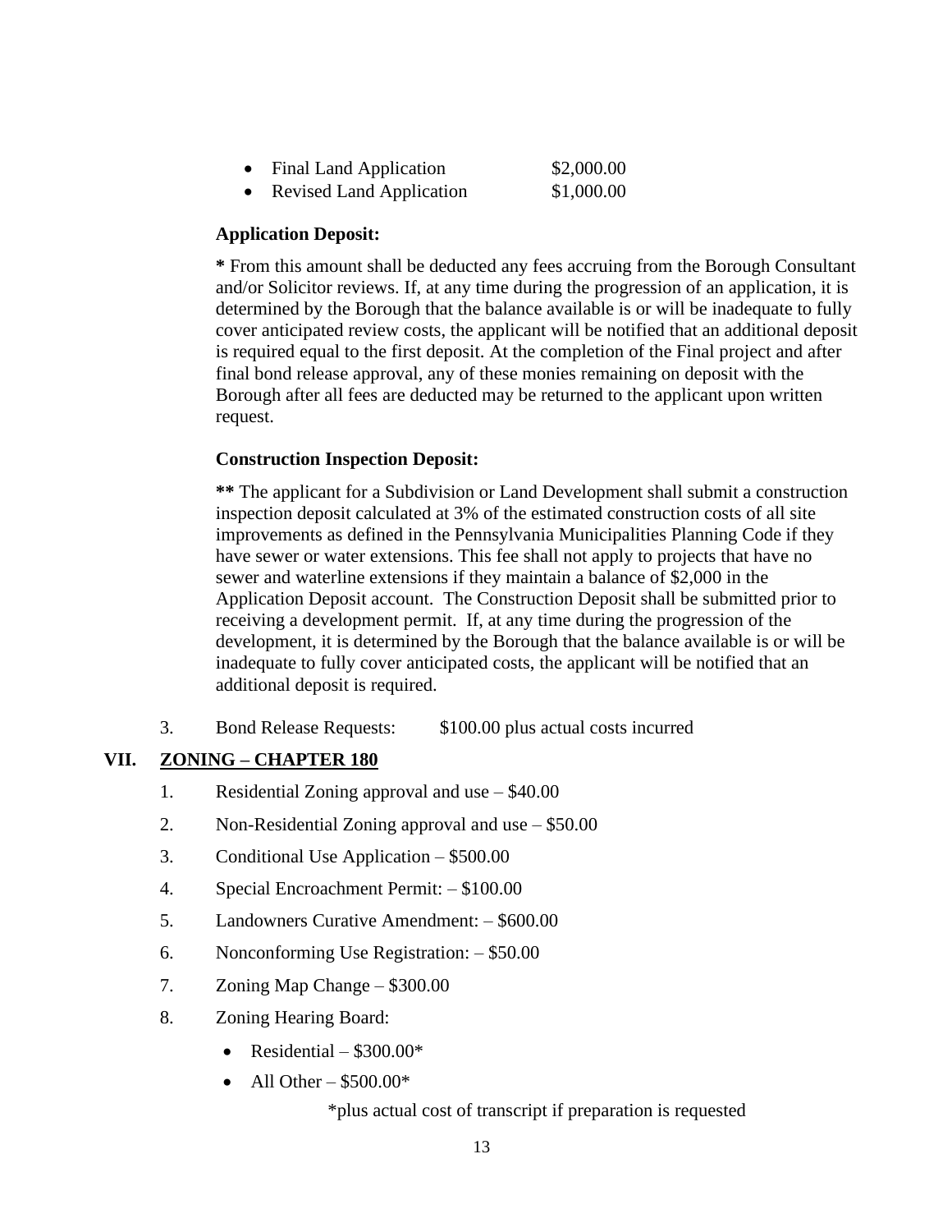- Final Land Application $2,000.00
- Revised Land Application $1,000.00

**Application Deposit:**

**\*** From this amount shall be deducted any fees accruing from the Borough Consultant and/or Solicitor reviews. If, at any time during the progression of an application, it is determined by the Borough that the balance available is or will be inadequate to fully cover anticipated review costs, the applicant will be notified that an additional deposit is required equal to the first deposit. At the completion of the Final project and after final bond release approval, any of these monies remaining on deposit with the Borough after all fees are deducted may be returned to the applicant upon written request.

**Construction Inspection Deposit:**

**\*\*** The applicant for a Subdivision or Land Development shall submit a construction inspection deposit calculated at 3% of the estimated construction costs of all site improvements as defined in the Pennsylvania Municipalities Planning Code if they have sewer or water extensions. This fee shall not apply to projects that have no sewer and waterline extensions if they maintain a balance of $2,000 in the Application Deposit account. The Construction Deposit shall be submitted prior to receiving a development permit. If, at any time during the progression of the development, it is determined by the Borough that the balance available is or will be inadequate to fully cover anticipated costs, the applicant will be notified that an additional deposit is required.

3. Bond Release Requests: $100.00 plus actual costs incurred

## VII. ZONING – CHAPTER 180

1. Residential Zoning approval and use – $40.00
2. Non-Residential Zoning approval and use – $50.00
3. Conditional Use Application – $500.00
4. Special Encroachment Permit: – $100.00
5. Landowners Curative Amendment: – $600.00
6. Nonconforming Use Registration: – $50.00
7. Zoning Map Change – $300.00
8. Zoning Hearing Board:
   - Residential – $300.00*
   - All Other – $500.00*

   *plus actual cost of transcript if preparation is requested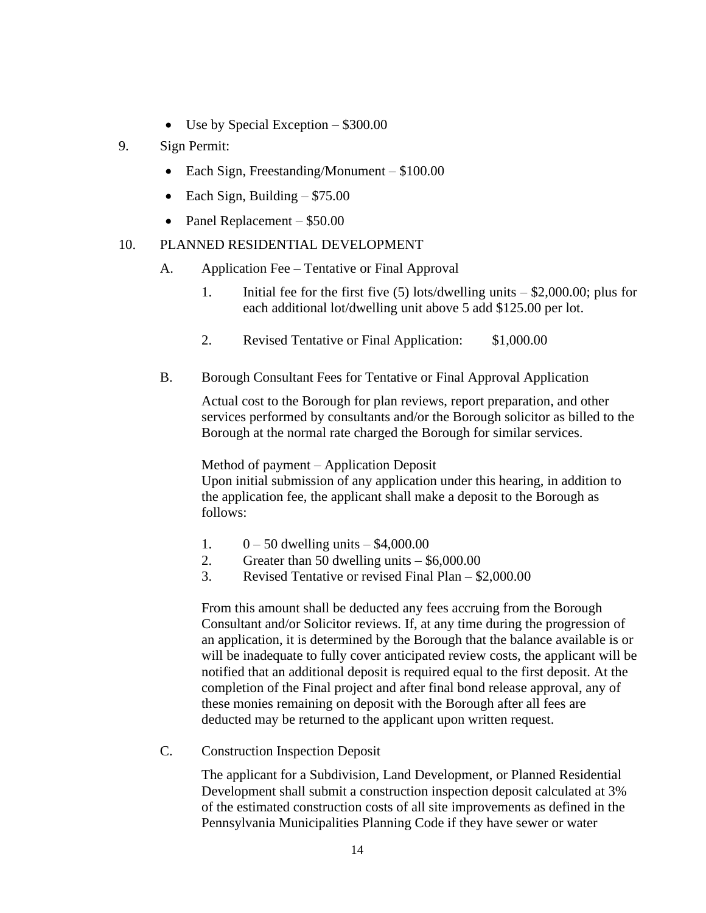- Use by Special Exception – \$300.00

9. Sign Permit:

   - Each Sign, Freestanding/Monument – \$100.00
   - Each Sign, Building – \$75.00
   - Panel Replacement – \$50.00

10. PLANNED RESIDENTIAL DEVELOPMENT

    A. Application Fee – Tentative or Final Approval

       1. Initial fee for the first five (5) lots/dwelling units – \$2,000.00; plus for each additional lot/dwelling unit above 5 add \$125.00 per lot.

       2. Revised Tentative or Final Application: \$1,000.00

    B. Borough Consultant Fees for Tentative or Final Approval Application

       Actual cost to the Borough for plan reviews, report preparation, and other services performed by consultants and/or the Borough solicitor as billed to the Borough at the normal rate charged the Borough for similar services.

       Method of payment – Application Deposit
       Upon initial submission of any application under this hearing, in addition to the application fee, the applicant shall make a deposit to the Borough as follows:

       1. 0 – 50 dwelling units – \$4,000.00
       2. Greater than 50 dwelling units – \$6,000.00
       3. Revised Tentative or revised Final Plan – \$2,000.00

       From this amount shall be deducted any fees accruing from the Borough Consultant and/or Solicitor reviews. If, at any time during the progression of an application, it is determined by the Borough that the balance available is or will be inadequate to fully cover anticipated review costs, the applicant will be notified that an additional deposit is required equal to the first deposit. At the completion of the Final project and after final bond release approval, any of these monies remaining on deposit with the Borough after all fees are deducted may be returned to the applicant upon written request.

    C. Construction Inspection Deposit

       The applicant for a Subdivision, Land Development, or Planned Residential Development shall submit a construction inspection deposit calculated at 3% of the estimated construction costs of all site improvements as defined in the Pennsylvania Municipalities Planning Code if they have sewer or water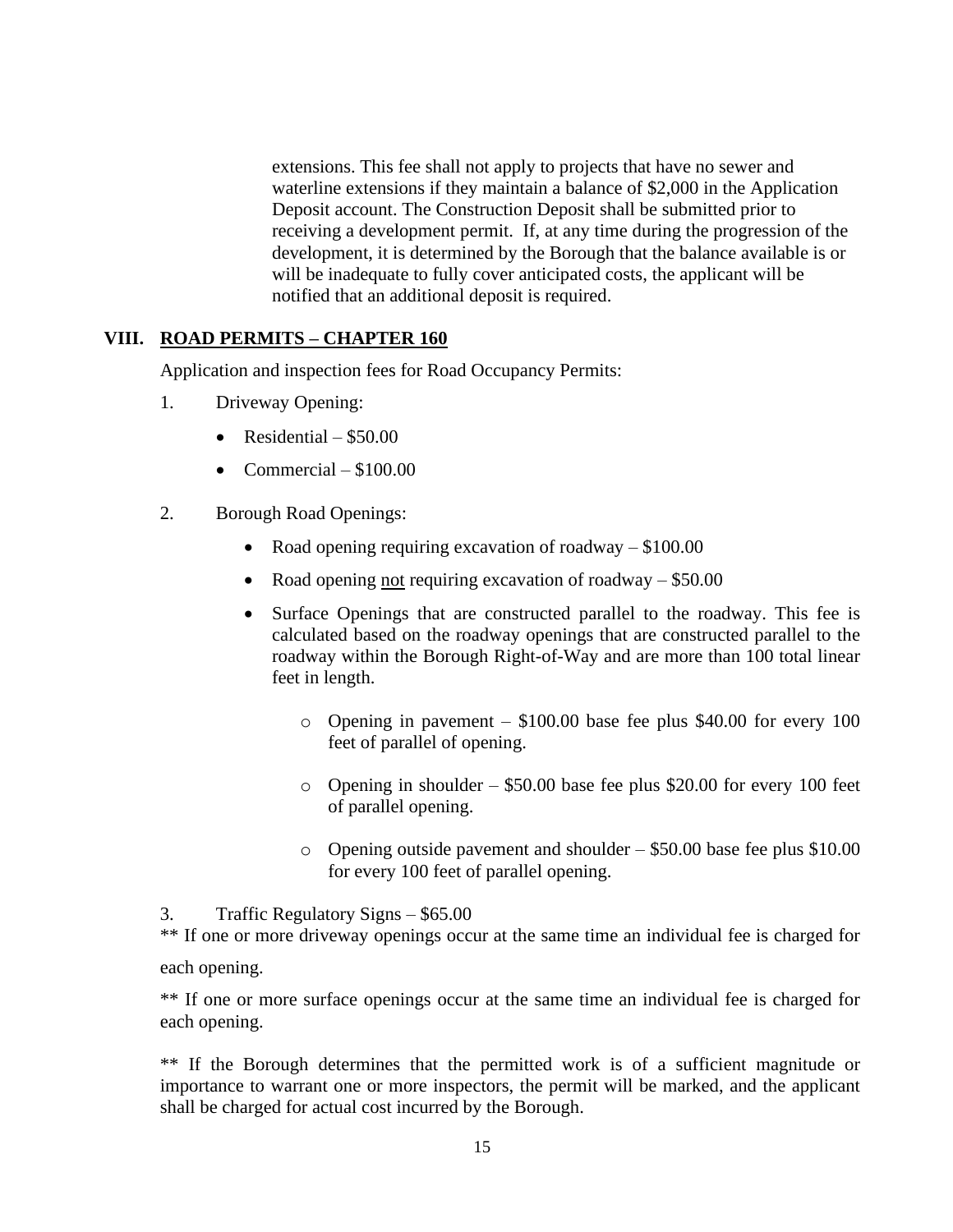extensions. This fee shall not apply to projects that have no sewer and waterline extensions if they maintain a balance of $2,000 in the Application Deposit account. The Construction Deposit shall be submitted prior to receiving a development permit. If, at any time during the progression of the development, it is determined by the Borough that the balance available is or will be inadequate to fully cover anticipated costs, the applicant will be notified that an additional deposit is required.

## VIII. ROAD PERMITS – CHAPTER 160

Application and inspection fees for Road Occupancy Permits:

1. Driveway Opening:
   - Residential – $50.00
   - Commercial – $100.00

2. Borough Road Openings:
   - Road opening requiring excavation of roadway – $100.00
   - Road opening <u>not</u> requiring excavation of roadway – $50.00
   - Surface Openings that are constructed parallel to the roadway. This fee is calculated based on the roadway openings that are constructed parallel to the roadway within the Borough Right-of-Way and are more than 100 total linear feet in length.
     - Opening in pavement – $100.00 base fee plus $40.00 for every 100 feet of parallel of opening.
     - Opening in shoulder – $50.00 base fee plus $20.00 for every 100 feet of parallel opening.
     - Opening outside pavement and shoulder – $50.00 base fee plus $10.00 for every 100 feet of parallel opening.

3. Traffic Regulatory Signs – $65.00

** If one or more driveway openings occur at the same time an individual fee is charged for each opening.

** If one or more surface openings occur at the same time an individual fee is charged for each opening.

** If the Borough determines that the permitted work is of a sufficient magnitude or importance to warrant one or more inspectors, the permit will be marked, and the applicant shall be charged for actual cost incurred by the Borough.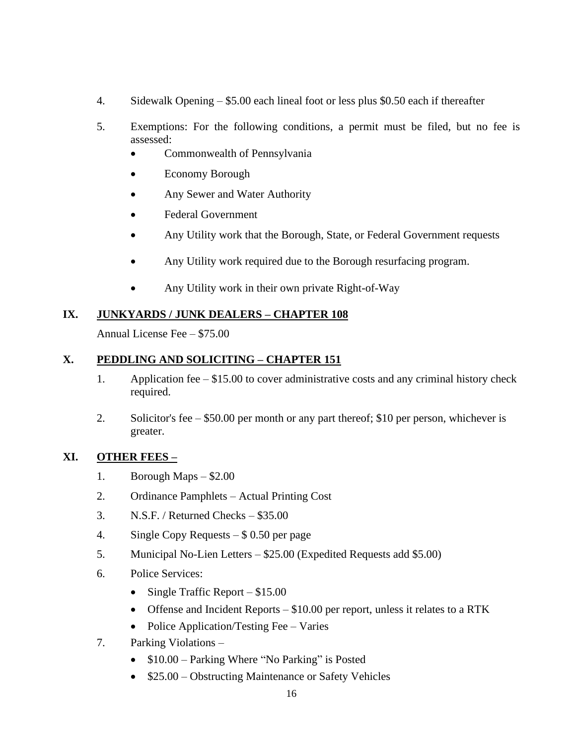4. Sidewalk Opening – $5.00 each lineal foot or less plus $0.50 each if thereafter

5. Exemptions: For the following conditions, a permit must be filed, but no fee is assessed:
   - Commonwealth of Pennsylvania
   - Economy Borough
   - Any Sewer and Water Authority
   - Federal Government
   - Any Utility work that the Borough, State, or Federal Government requests
   - Any Utility work required due to the Borough resurfacing program.
   - Any Utility work in their own private Right-of-Way

## IX. <u>JUNKYARDS / JUNK DEALERS – CHAPTER 108</u>

Annual License Fee – $75.00

## X. <u>PEDDLING AND SOLICITING – CHAPTER 151</u>

1. Application fee – $15.00 to cover administrative costs and any criminal history check required.

2. Solicitor's fee – $50.00 per month or any part thereof; $10 per person, whichever is greater.

## XI. <u>OTHER FEES –</u>

1. Borough Maps – $2.00
2. Ordinance Pamphlets – Actual Printing Cost
3. N.S.F. / Returned Checks – $35.00
4. Single Copy Requests – $ 0.50 per page
5. Municipal No-Lien Letters – $25.00 (Expedited Requests add $5.00)
6. Police Services:
   - Single Traffic Report – $15.00
   - Offense and Incident Reports – $10.00 per report, unless it relates to a RTK
   - Police Application/Testing Fee – Varies
7. Parking Violations –
   - $10.00 – Parking Where "No Parking" is Posted
   - $25.00 – Obstructing Maintenance or Safety Vehicles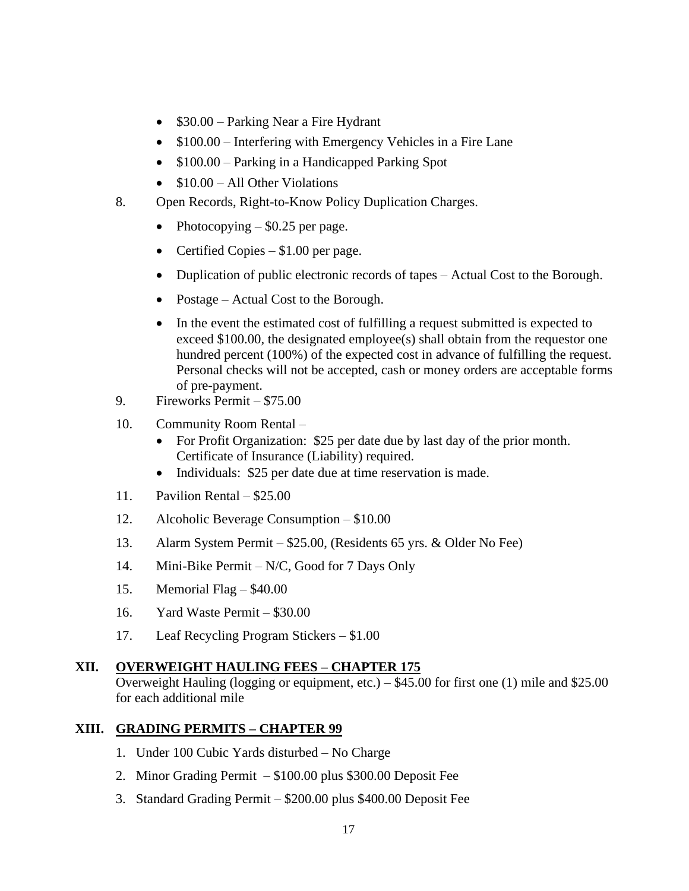- $30.00 – Parking Near a Fire Hydrant
- $100.00 – Interfering with Emergency Vehicles in a Fire Lane
- $100.00 – Parking in a Handicapped Parking Spot
- $10.00 – All Other Violations

8. Open Records, Right-to-Know Policy Duplication Charges.
   - Photocopying – $0.25 per page.
   - Certified Copies – $1.00 per page.
   - Duplication of public electronic records of tapes – Actual Cost to the Borough.
   - Postage – Actual Cost to the Borough.
   - In the event the estimated cost of fulfilling a request submitted is expected to exceed $100.00, the designated employee(s) shall obtain from the requestor one hundred percent (100%) of the expected cost in advance of fulfilling the request. Personal checks will not be accepted, cash or money orders are acceptable forms of pre-payment.
9. Fireworks Permit – $75.00
10. Community Room Rental –
    - For Profit Organization: $25 per date due by last day of the prior month. Certificate of Insurance (Liability) required.
    - Individuals: $25 per date due at time reservation is made.
11. Pavilion Rental – $25.00
12. Alcoholic Beverage Consumption – $10.00
13. Alarm System Permit – $25.00, (Residents 65 yrs. & Older No Fee)
14. Mini-Bike Permit – N/C, Good for 7 Days Only
15. Memorial Flag – $40.00
16. Yard Waste Permit – $30.00
17. Leaf Recycling Program Stickers – $1.00

## XII. OVERWEIGHT HAULING FEES – CHAPTER 175

Overweight Hauling (logging or equipment, etc.) – $45.00 for first one (1) mile and $25.00 for each additional mile

## XIII. GRADING PERMITS – CHAPTER 99

1. Under 100 Cubic Yards disturbed – No Charge
2. Minor Grading Permit – $100.00 plus $300.00 Deposit Fee
3. Standard Grading Permit – $200.00 plus $400.00 Deposit Fee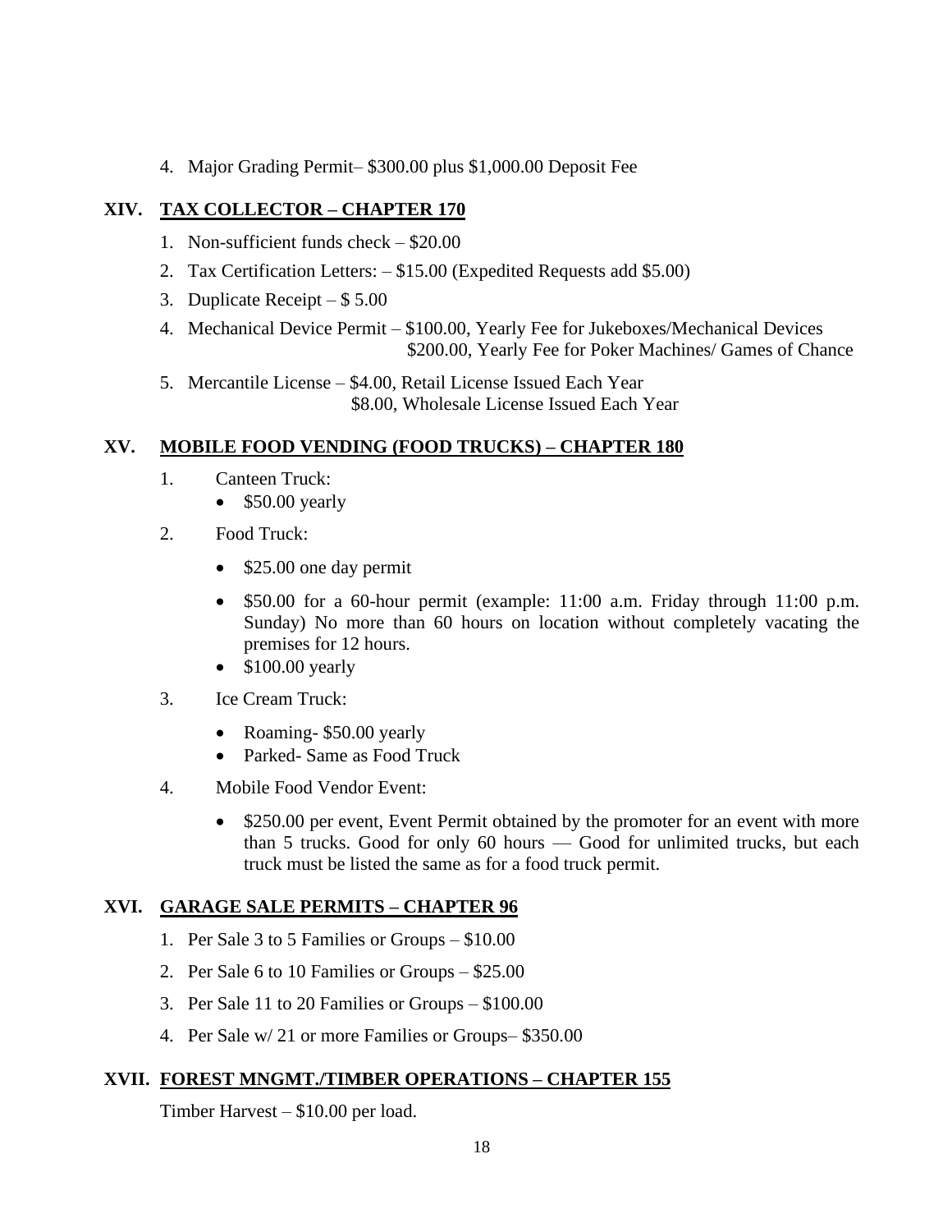4. Major Grading Permit– \$300.00 plus \$1,000.00 Deposit Fee

## XIV. TAX COLLECTOR – CHAPTER 170

1. Non-sufficient funds check – \$20.00
2. Tax Certification Letters: – \$15.00 (Expedited Requests add \$5.00)
3. Duplicate Receipt – \$ 5.00
4. Mechanical Device Permit – \$100.00, Yearly Fee for Jukeboxes/Mechanical Devices
   \$200.00, Yearly Fee for Poker Machines/ Games of Chance
5. Mercantile License – \$4.00, Retail License Issued Each Year
   \$8.00, Wholesale License Issued Each Year

## XV. MOBILE FOOD VENDING (FOOD TRUCKS) – CHAPTER 180

1. Canteen Truck:
   - \$50.00 yearly
2. Food Truck:
   - \$25.00 one day permit
   - \$50.00 for a 60-hour permit (example: 11:00 a.m. Friday through 11:00 p.m. Sunday) No more than 60 hours on location without completely vacating the premises for 12 hours.
   - \$100.00 yearly
3. Ice Cream Truck:
   - Roaming- \$50.00 yearly
   - Parked- Same as Food Truck
4. Mobile Food Vendor Event:
   - \$250.00 per event, Event Permit obtained by the promoter for an event with more than 5 trucks. Good for only 60 hours — Good for unlimited trucks, but each truck must be listed the same as for a food truck permit.

## XVI. GARAGE SALE PERMITS – CHAPTER 96

1. Per Sale 3 to 5 Families or Groups – \$10.00
2. Per Sale 6 to 10 Families or Groups – \$25.00
3. Per Sale 11 to 20 Families or Groups – \$100.00
4. Per Sale w/ 21 or more Families or Groups– \$350.00

## XVII. FOREST MNGMT./TIMBER OPERATIONS – CHAPTER 155

Timber Harvest – \$10.00 per load.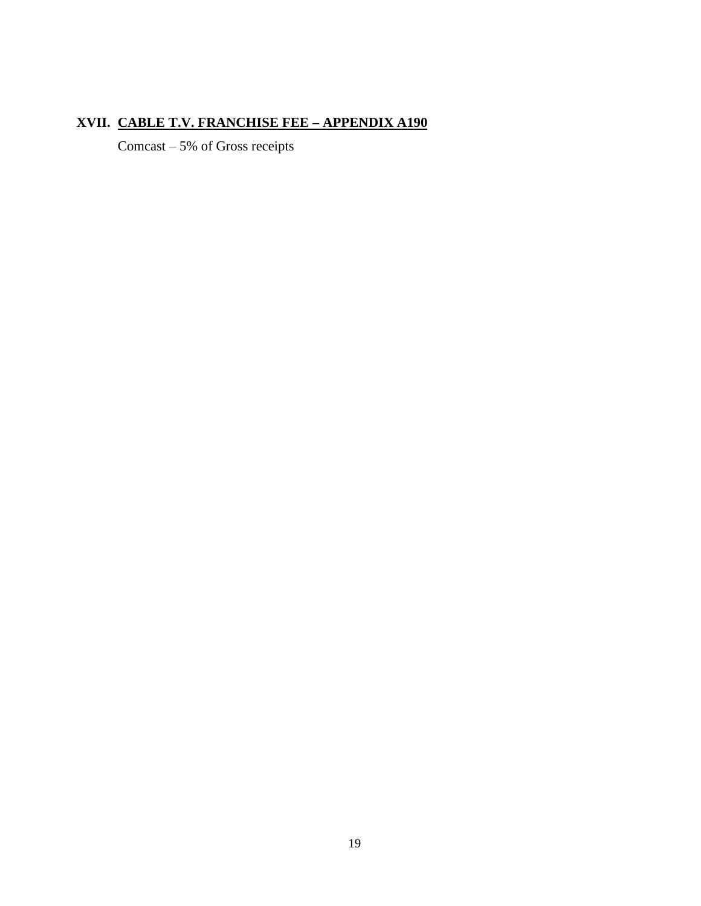## XVII. CABLE T.V. FRANCHISE FEE – APPENDIX A190

Comcast – 5% of Gross receipts